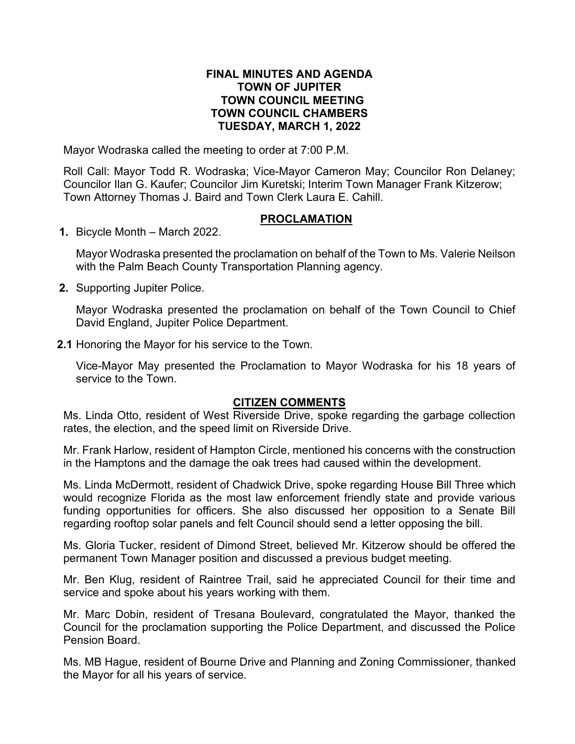# FINAL MINUTES AND AGENDA
# TOWN OF JUPITER
# TOWN COUNCIL MEETING
# TOWN COUNCIL CHAMBERS
# TUESDAY, MARCH 1, 2022

Mayor Wodraska called the meeting to order at 7:00 P.M.

Roll Call: Mayor Todd R. Wodraska; Vice-Mayor Cameron May; Councilor Ron Delaney; Councilor Ilan G. Kaufer; Councilor Jim Kuretski; Interim Town Manager Frank Kitzerow; Town Attorney Thomas J. Baird and Town Clerk Laura E. Cahill.

## PROCLAMATION

**1.** Bicycle Month – March 2022.

Mayor Wodraska presented the proclamation on behalf of the Town to Ms. Valerie Neilson with the Palm Beach County Transportation Planning agency.

**2.** Supporting Jupiter Police.

Mayor Wodraska presented the proclamation on behalf of the Town Council to Chief David England, Jupiter Police Department.

**2.1** Honoring the Mayor for his service to the Town.

Vice-Mayor May presented the Proclamation to Mayor Wodraska for his 18 years of service to the Town.

## CITIZEN COMMENTS

Ms. Linda Otto, resident of West Riverside Drive, spoke regarding the garbage collection rates, the election, and the speed limit on Riverside Drive.

Mr. Frank Harlow, resident of Hampton Circle, mentioned his concerns with the construction in the Hamptons and the damage the oak trees had caused within the development.

Ms. Linda McDermott, resident of Chadwick Drive, spoke regarding House Bill Three which would recognize Florida as the most law enforcement friendly state and provide various funding opportunities for officers. She also discussed her opposition to a Senate Bill regarding rooftop solar panels and felt Council should send a letter opposing the bill.

Ms. Gloria Tucker, resident of Dimond Street, believed Mr. Kitzerow should be offered the permanent Town Manager position and discussed a previous budget meeting.

Mr. Ben Klug, resident of Raintree Trail, said he appreciated Council for their time and service and spoke about his years working with them.

Mr. Marc Dobin, resident of Tresana Boulevard, congratulated the Mayor, thanked the Council for the proclamation supporting the Police Department, and discussed the Police Pension Board.

Ms. MB Hague, resident of Bourne Drive and Planning and Zoning Commissioner, thanked the Mayor for all his years of service.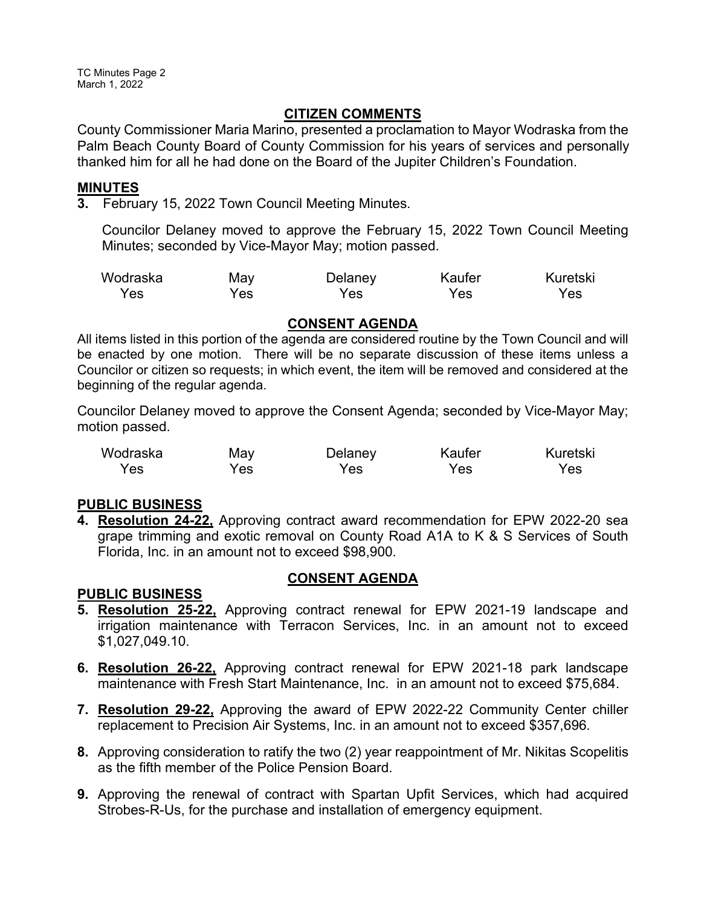## CITIZEN COMMENTS

County Commissioner Maria Marino, presented a proclamation to Mayor Wodraska from the Palm Beach County Board of County Commission for his years of services and personally thanked him for all he had done on the Board of the Jupiter Children's Foundation.

## MINUTES

**3.** February 15, 2022 Town Council Meeting Minutes.

Councilor Delaney moved to approve the February 15, 2022 Town Council Meeting Minutes; seconded by Vice-Mayor May; motion passed.

| Wodraska | May | Delaney | Kaufer | Kuretski |
|---|---|---|---|---|
| Yes | Yes | Yes | Yes | Yes |

## CONSENT AGENDA

All items listed in this portion of the agenda are considered routine by the Town Council and will be enacted by one motion. There will be no separate discussion of these items unless a Councilor or citizen so requests; in which event, the item will be removed and considered at the beginning of the regular agenda.

Councilor Delaney moved to approve the Consent Agenda; seconded by Vice-Mayor May; motion passed.

| Wodraska | May | Delaney | Kaufer | Kuretski |
|---|---|---|---|---|
| Yes | Yes | Yes | Yes | Yes |

## PUBLIC BUSINESS

**4. Resolution 24-22,** Approving contract award recommendation for EPW 2022-20 sea grape trimming and exotic removal on County Road A1A to K & S Services of South Florida, Inc. in an amount not to exceed $98,900.

## CONSENT AGENDA

## PUBLIC BUSINESS

**5. Resolution 25-22,** Approving contract renewal for EPW 2021-19 landscape and irrigation maintenance with Terracon Services, Inc. in an amount not to exceed $1,027,049.10.

**6. Resolution 26-22,** Approving contract renewal for EPW 2021-18 park landscape maintenance with Fresh Start Maintenance, Inc. in an amount not to exceed $75,684.

**7. Resolution 29-22,** Approving the award of EPW 2022-22 Community Center chiller replacement to Precision Air Systems, Inc. in an amount not to exceed $357,696.

**8.** Approving consideration to ratify the two (2) year reappointment of Mr. Nikitas Scopelitis as the fifth member of the Police Pension Board.

**9.** Approving the renewal of contract with Spartan Upfit Services, which had acquired Strobes-R-Us, for the purchase and installation of emergency equipment.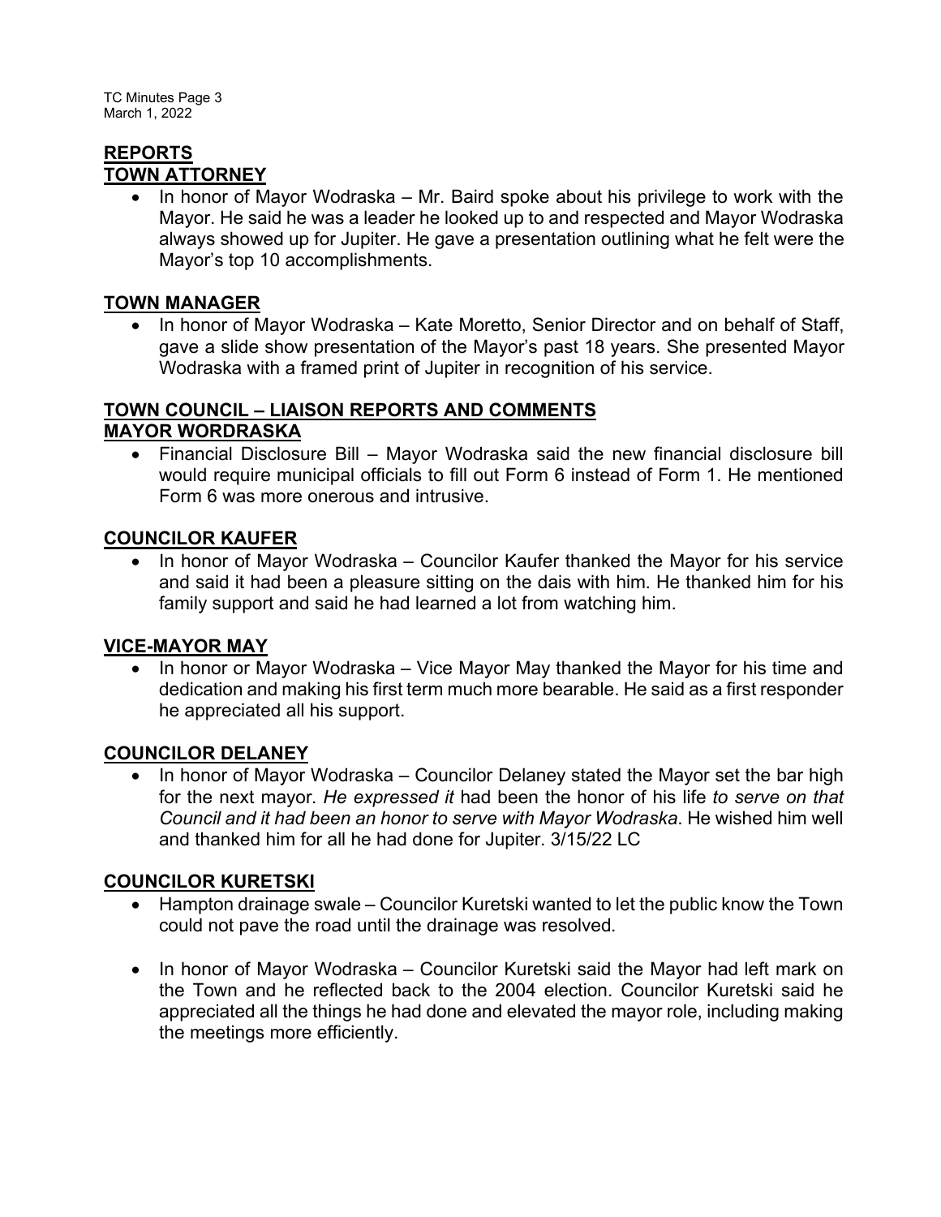## REPORTS

### TOWN ATTORNEY

- In honor of Mayor Wodraska – Mr. Baird spoke about his privilege to work with the Mayor. He said he was a leader he looked up to and respected and Mayor Wodraska always showed up for Jupiter. He gave a presentation outlining what he felt were the Mayor's top 10 accomplishments.

### TOWN MANAGER

- In honor of Mayor Wodraska – Kate Moretto, Senior Director and on behalf of Staff, gave a slide show presentation of the Mayor's past 18 years. She presented Mayor Wodraska with a framed print of Jupiter in recognition of his service.

### TOWN COUNCIL – LIAISON REPORTS AND COMMENTS

### MAYOR WORDRASKA

- Financial Disclosure Bill – Mayor Wodraska said the new financial disclosure bill would require municipal officials to fill out Form 6 instead of Form 1. He mentioned Form 6 was more onerous and intrusive.

### COUNCILOR KAUFER

- In honor of Mayor Wodraska – Councilor Kaufer thanked the Mayor for his service and said it had been a pleasure sitting on the dais with him. He thanked him for his family support and said he had learned a lot from watching him.

### VICE-MAYOR MAY

- In honor or Mayor Wodraska – Vice Mayor May thanked the Mayor for his time and dedication and making his first term much more bearable. He said as a first responder he appreciated all his support.

### COUNCILOR DELANEY

- In honor of Mayor Wodraska – Councilor Delaney stated the Mayor set the bar high for the next mayor. *He expressed it* had been the honor of his life *to serve on that Council and it had been an honor to serve with Mayor Wodraska*. He wished him well and thanked him for all he had done for Jupiter. 3/15/22 LC

### COUNCILOR KURETSKI

- Hampton drainage swale – Councilor Kuretski wanted to let the public know the Town could not pave the road until the drainage was resolved.

- In honor of Mayor Wodraska – Councilor Kuretski said the Mayor had left mark on the Town and he reflected back to the 2004 election. Councilor Kuretski said he appreciated all the things he had done and elevated the mayor role, including making the meetings more efficiently.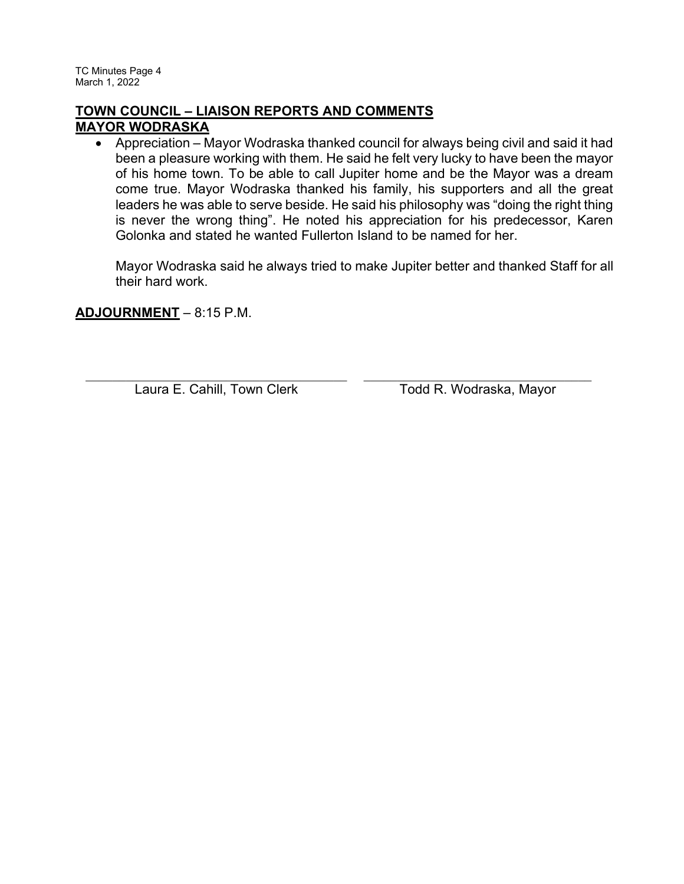## TOWN COUNCIL – LIAISON REPORTS AND COMMENTS

### MAYOR WODRASKA

- Appreciation – Mayor Wodraska thanked council for always being civil and said it had been a pleasure working with them. He said he felt very lucky to have been the mayor of his home town. To be able to call Jupiter home and be the Mayor was a dream come true. Mayor Wodraska thanked his family, his supporters and all the great leaders he was able to serve beside. He said his philosophy was "doing the right thing is never the wrong thing". He noted his appreciation for his predecessor, Karen Golonka and stated he wanted Fullerton Island to be named for her.

  Mayor Wodraska said he always tried to make Jupiter better and thanked Staff for all their hard work.

**ADJOURNMENT** – 8:15 P.M.

Laura E. Cahill, Town Clerk

Todd R. Wodraska, Mayor